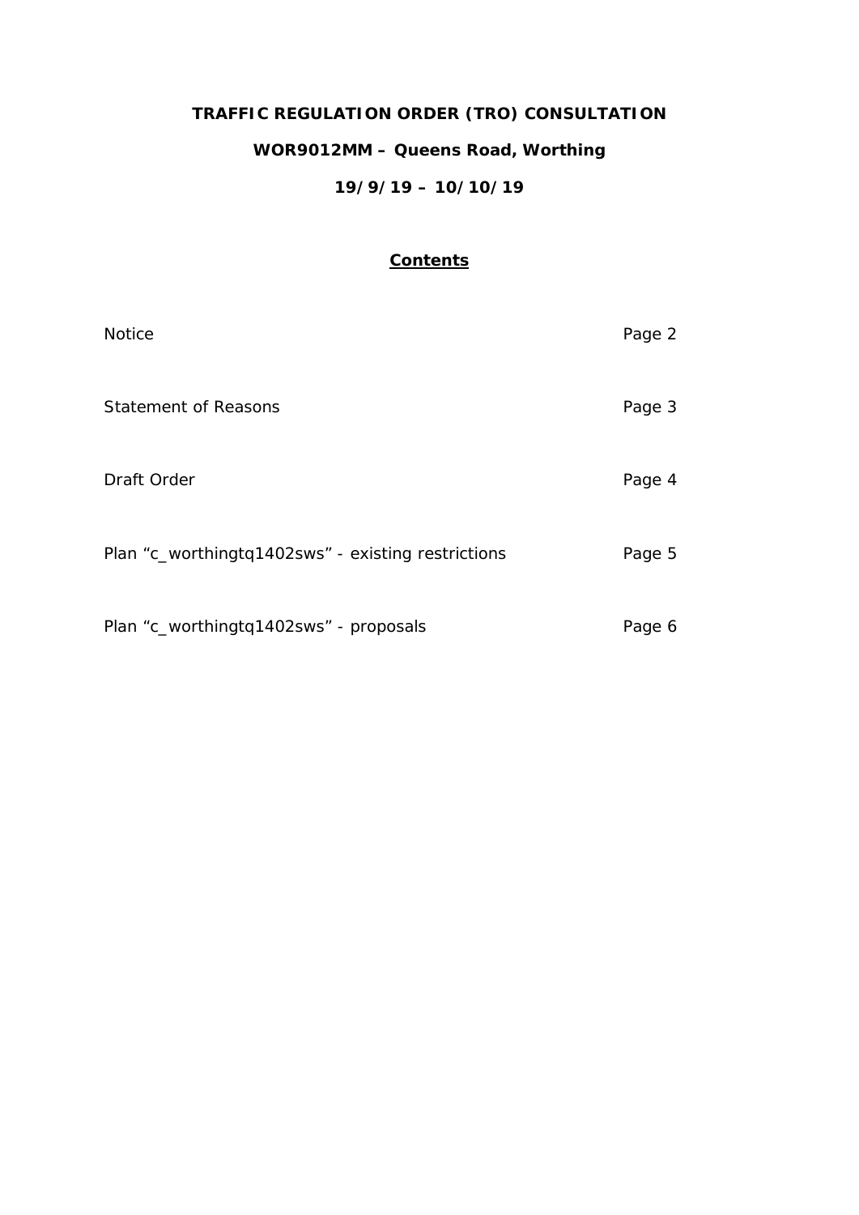# TRAFFIC REGULATION ORDER (TRO) CONSULTATION

## WOR9012MM – Queens Road, Worthing

## 19/9/19 – 10/10/19

**Contents**

| | |
|---|---|
| Notice | Page 2 |
| Statement of Reasons | Page 3 |
| Draft Order | Page 4 |
| Plan "c_worthingtq1402sws" - existing restrictions | Page 5 |
| Plan "c_worthingtq1402sws" - proposals | Page 6 |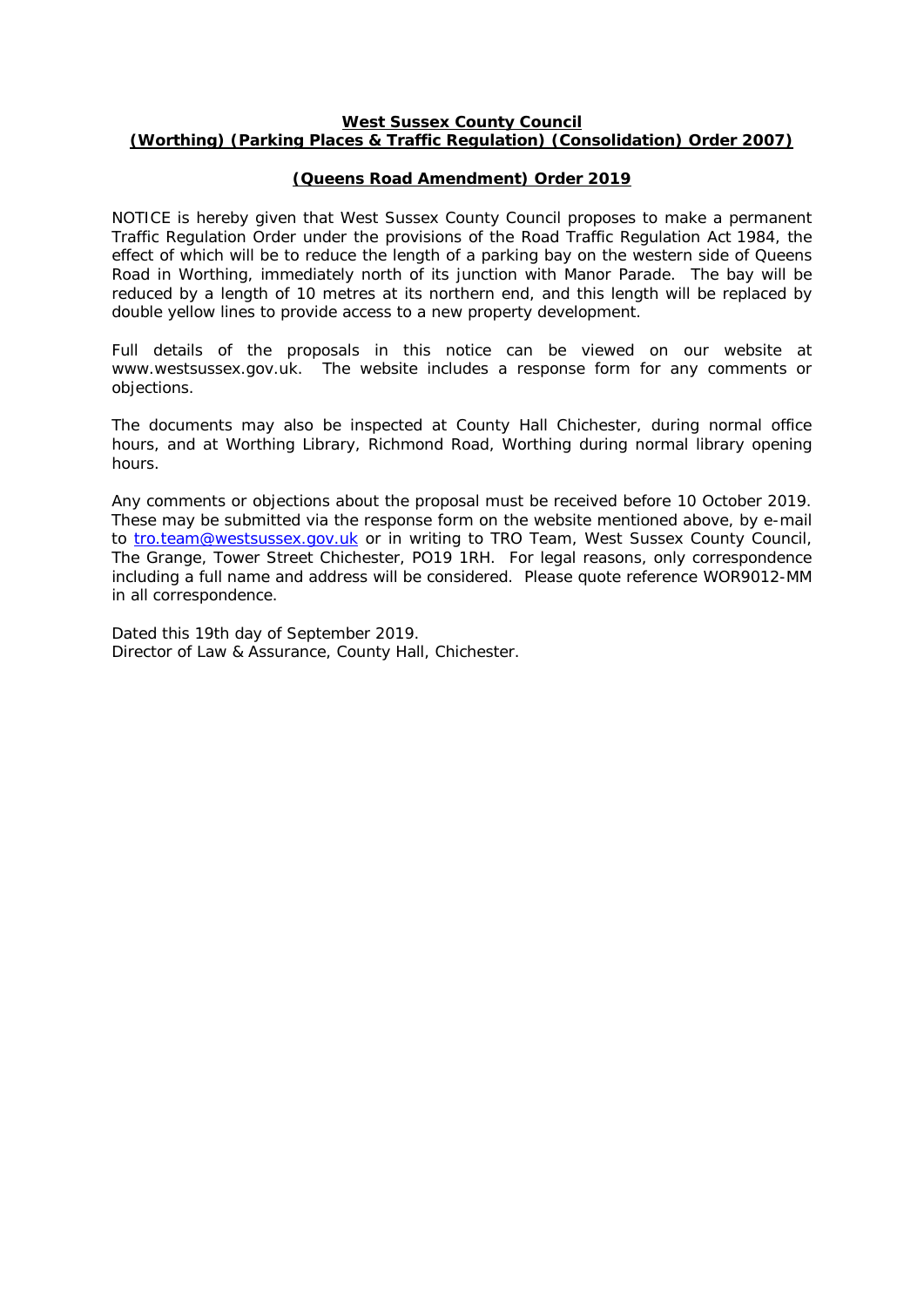**West Sussex County Council**
**(Worthing) (Parking Places & Traffic Regulation) (Consolidation) Order 2007)**

**(Queens Road Amendment) Order 2019**

NOTICE is hereby given that West Sussex County Council proposes to make a permanent Traffic Regulation Order under the provisions of the Road Traffic Regulation Act 1984, the effect of which will be to reduce the length of a parking bay on the western side of Queens Road in Worthing, immediately north of its junction with Manor Parade. The bay will be reduced by a length of 10 metres at its northern end, and this length will be replaced by double yellow lines to provide access to a new property development.

Full details of the proposals in this notice can be viewed on our website at www.westsussex.gov.uk. The website includes a response form for any comments or objections.

The documents may also be inspected at County Hall Chichester, during normal office hours, and at Worthing Library, Richmond Road, Worthing during normal library opening hours.

Any comments or objections about the proposal must be received before 10 October 2019. These may be submitted via the response form on the website mentioned above, by e-mail to tro.team@westsussex.gov.uk or in writing to TRO Team, West Sussex County Council, The Grange, Tower Street Chichester, PO19 1RH. For legal reasons, only correspondence including a full name and address will be considered. Please quote reference WOR9012-MM in all correspondence.

Dated this 19th day of September 2019.
Director of Law & Assurance, County Hall, Chichester.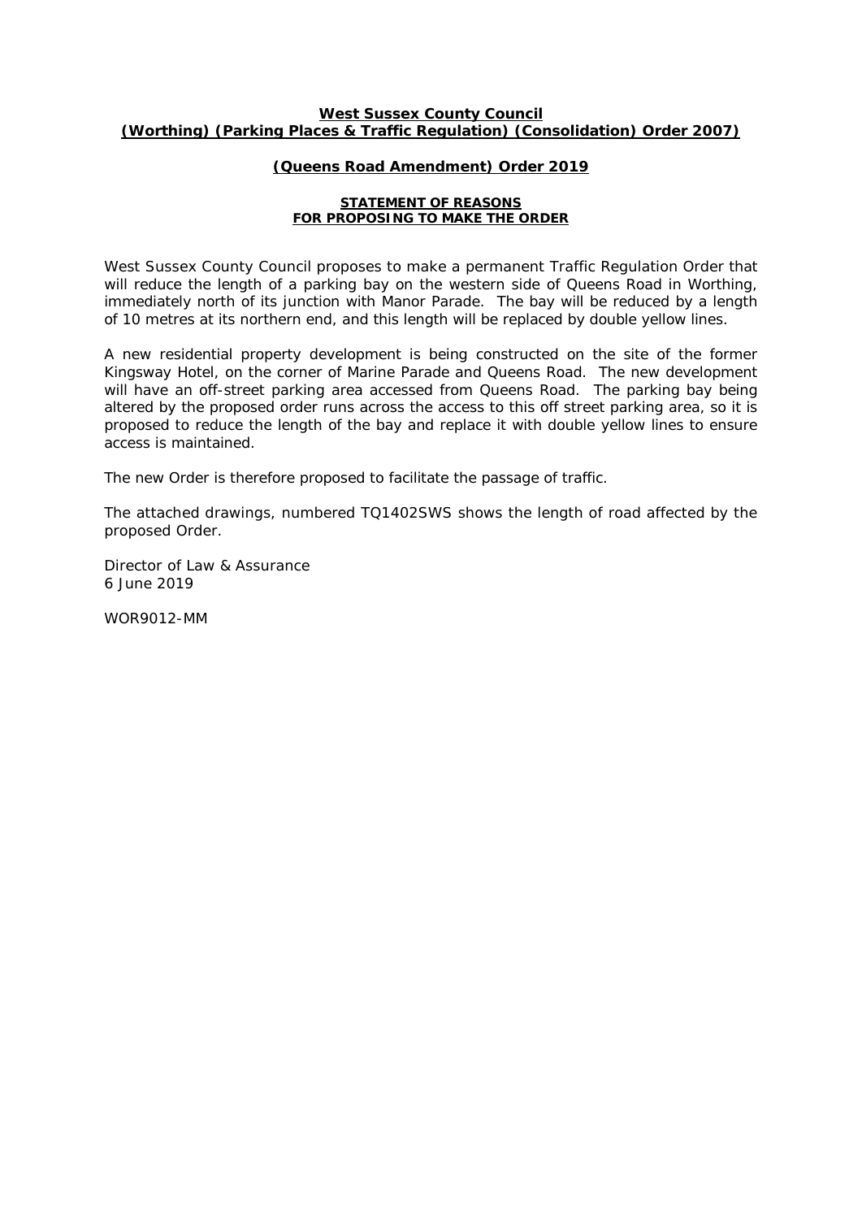**West Sussex County Council**
**(Worthing) (Parking Places & Traffic Regulation) (Consolidation) Order 2007)**

**(Queens Road Amendment) Order 2019**

**STATEMENT OF REASONS**
**FOR PROPOSING TO MAKE THE ORDER**

West Sussex County Council proposes to make a permanent Traffic Regulation Order that will reduce the length of a parking bay on the western side of Queens Road in Worthing, immediately north of its junction with Manor Parade. The bay will be reduced by a length of 10 metres at its northern end, and this length will be replaced by double yellow lines.

A new residential property development is being constructed on the site of the former Kingsway Hotel, on the corner of Marine Parade and Queens Road. The new development will have an off-street parking area accessed from Queens Road. The parking bay being altered by the proposed order runs across the access to this off street parking area, so it is proposed to reduce the length of the bay and replace it with double yellow lines to ensure access is maintained.

The new Order is therefore proposed to facilitate the passage of traffic.

The attached drawings, numbered TQ1402SWS shows the length of road affected by the proposed Order.

Director of Law & Assurance
6 June 2019

WOR9012-MM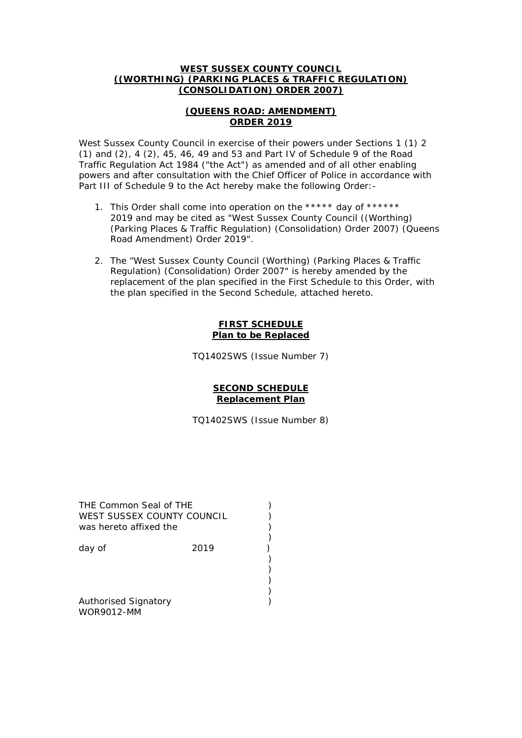**WEST SUSSEX COUNTY COUNCIL**
**((WORTHING) (PARKING PLACES & TRAFFIC REGULATION) (CONSOLIDATION) ORDER 2007)**

**(QUEENS ROAD: AMENDMENT) ORDER 2019**

West Sussex County Council in exercise of their powers under Sections 1 (1) 2 (1) and (2), 4 (2), 45, 46, 49 and 53 and Part IV of Schedule 9 of the Road Traffic Regulation Act 1984 ("the Act") as amended and of all other enabling powers and after consultation with the Chief Officer of Police in accordance with Part III of Schedule 9 to the Act hereby make the following Order:-

1. This Order shall come into operation on the ***** day of ****** 2019 and may be cited as "West Sussex County Council ((Worthing) (Parking Places & Traffic Regulation) (Consolidation) Order 2007) (Queens Road Amendment) Order 2019".

2. The "West Sussex County Council (Worthing) (Parking Places & Traffic Regulation) (Consolidation) Order 2007" is hereby amended by the replacement of the plan specified in the First Schedule to this Order, with the plan specified in the Second Schedule, attached hereto.

**FIRST SCHEDULE**
**Plan to be Replaced**

TQ1402SWS (Issue Number 7)

**SECOND SCHEDULE**
**Replacement Plan**

TQ1402SWS (Issue Number 8)

THE Common Seal of THE )
WEST SUSSEX COUNTY COUNCIL )
was hereto affixed the )
)
day of 2019 )
)
)
)
)
Authorised Signatory )
WOR9012-MM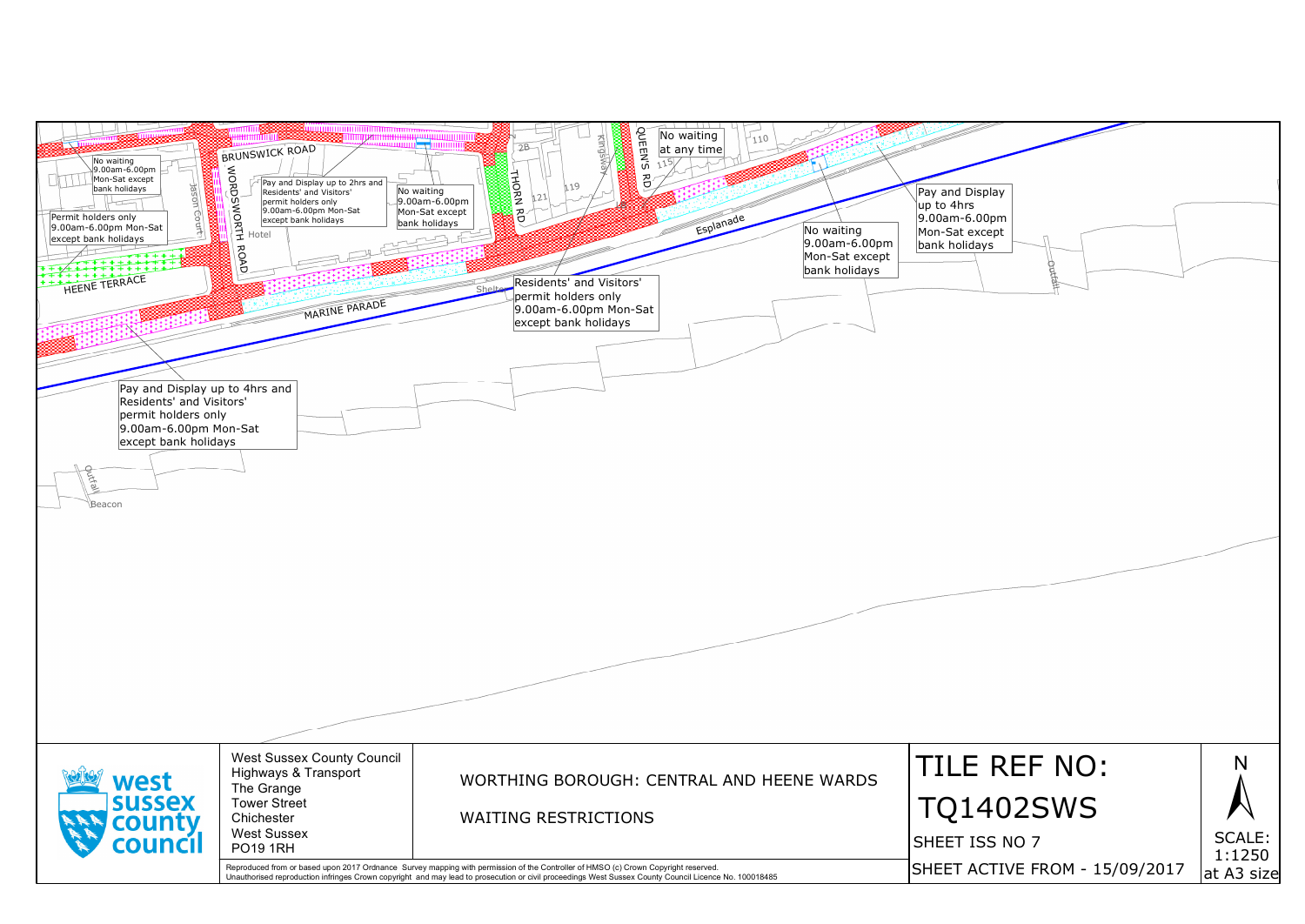No waiting
9.00am-6.00pm
Mon-Sat except
bank holidays

Permit holders only
9.00am-6.00pm Mon-Sat
except bank holidays

Pay and Display up to 2hrs and
Residents' and Visitors'
permit holders only
9.00am-6.00pm Mon-Sat
except bank holidays

No waiting
9.00am-6.00pm
Mon-Sat except
bank holidays

No waiting
at any time

Pay and Display
up to 4hrs
9.00am-6.00pm
Mon-Sat except
bank holidays

No waiting
9.00am-6.00pm
Mon-Sat except
bank holidays

Residents' and Visitors'
permit holders only
9.00am-6.00pm Mon-Sat
except bank holidays

Pay and Display up to 4hrs and
Residents' and Visitors'
permit holders only
9.00am-6.00pm Mon-Sat
except bank holidays

BRUNSWICK ROAD
WORDSWORTH ROAD
HEENE TERRACE
MARINE PARADE
THORN RD
QUEEN'S RD
Kingsway
Esplanade
Jason Court
Hotel
Shelter
Outfall
Beacon

West Sussex County Council
Highways & Transport
The Grange
Tower Street
Chichester
West Sussex
PO19 1RH

WORTHING BOROUGH: CENTRAL AND HEENE WARDS

WAITING RESTRICTIONS

TILE REF NO:
TQ1402SWS

SHEET ISS NO 7

SHEET ACTIVE FROM - 15/09/2017

N

SCALE:
1:1250
at A3 size

Reproduced from or based upon 2017 Ordnance Survey mapping with permission of the Controller of HMSO (c) Crown Copyright reserved.
Unauthorised reproduction infringes Crown copyright and may lead to prosecution or civil proceedings West Sussex County Council Licence No. 100018485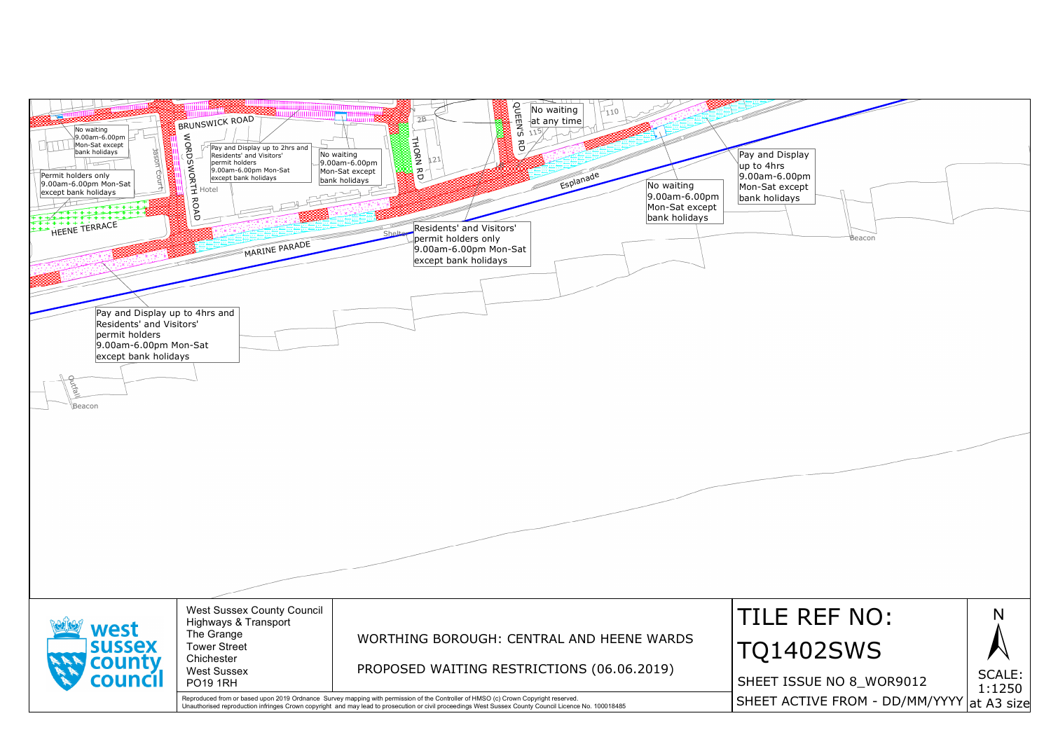BRUNSWICK ROAD

WORDSWORTH ROAD

HEENE TERRACE

MARINE PARADE

THORN RD

QUEEN'S RD

Esplanade

Jason Court

Hotel

Shelter

Outfall

Beacon

Beacon

2B

121

115

110

No waiting
9.00am-6.00pm
Mon-Sat except
bank holidays

Permit holders only
9.00am-6.00pm Mon-Sat
except bank holidays

Pay and Display up to 2hrs and
Residents' and Visitors'
permit holders
9.00am-6.00pm Mon-Sat
except bank holidays

No waiting
9.00am-6.00pm
Mon-Sat except
bank holidays

No waiting
at any time

Residents' and Visitors'
permit holders only
9.00am-6.00pm Mon-Sat
except bank holidays

No waiting
9.00am-6.00pm
Mon-Sat except
bank holidays

Pay and Display
up to 4hrs
9.00am-6.00pm
Mon-Sat except
bank holidays

Pay and Display up to 4hrs and
Residents' and Visitors'
permit holders
9.00am-6.00pm Mon-Sat
except bank holidays

West Sussex County Council
Highways & Transport
The Grange
Tower Street
Chichester
West Sussex
PO19 1RH

WORTHING BOROUGH: CENTRAL AND HEENE WARDS

PROPOSED WAITING RESTRICTIONS (06.06.2019)

TILE REF NO:
TQ1402SWS

SHEET ISSUE NO 8_WOR9012

SHEET ACTIVE FROM - DD/MM/YYYY

N

SCALE:
1:1250
at A3 size

Reproduced from or based upon 2019 Ordnance Survey mapping with permission of the Controller of HMSO (c) Crown Copyright reserved.
Unauthorised reproduction infringes Crown copyright and may lead to prosecution or civil proceedings West Sussex County Council Licence No. 100018485